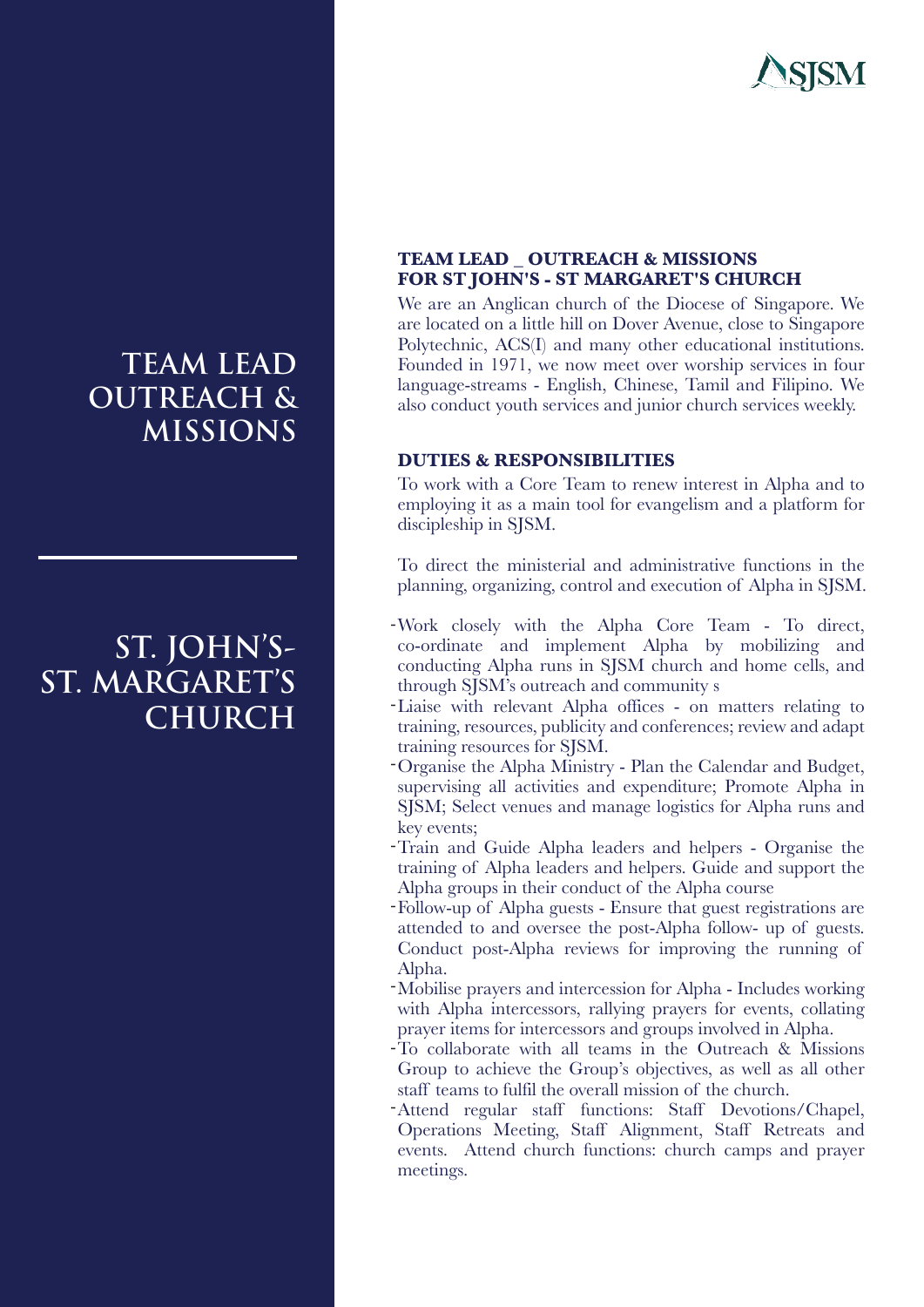SJSM

# TEAM LEAD OUTREACH & MISSIONS

# ST. JOHN'S- ST. MARGARET'S CHURCH

**TEAM LEAD _ OUTREACH & MISSIONS**
**FOR ST JOHN'S - ST MARGARET'S CHURCH**

We are an Anglican church of the Diocese of Singapore. We are located on a little hill on Dover Avenue, close to Singapore Polytechnic, ACS(I) and many other educational institutions. Founded in 1971, we now meet over worship services in four language-streams - English, Chinese, Tamil and Filipino. We also conduct youth services and junior church services weekly.

**DUTIES & RESPONSIBILITIES**

To work with a Core Team to renew interest in Alpha and to employing it as a main tool for evangelism and a platform for discipleship in SJSM.

To direct the ministerial and administrative functions in the planning, organizing, control and execution of Alpha in SJSM.

- Work closely with the Alpha Core Team - To direct, co-ordinate and implement Alpha by mobilizing and conducting Alpha runs in SJSM church and home cells, and through SJSM's outreach and community s
- Liaise with relevant Alpha offices - on matters relating to training, resources, publicity and conferences; review and adapt training resources for SJSM.
- Organise the Alpha Ministry - Plan the Calendar and Budget, supervising all activities and expenditure; Promote Alpha in SJSM; Select venues and manage logistics for Alpha runs and key events;
- Train and Guide Alpha leaders and helpers - Organise the training of Alpha leaders and helpers. Guide and support the Alpha groups in their conduct of the Alpha course
- Follow-up of Alpha guests - Ensure that guest registrations are attended to and oversee the post-Alpha follow- up of guests. Conduct post-Alpha reviews for improving the running of Alpha.
- Mobilise prayers and intercession for Alpha - Includes working with Alpha intercessors, rallying prayers for events, collating prayer items for intercessors and groups involved in Alpha.
- To collaborate with all teams in the Outreach & Missions Group to achieve the Group's objectives, as well as all other staff teams to fulfil the overall mission of the church.
- Attend regular staff functions: Staff Devotions/Chapel, Operations Meeting, Staff Alignment, Staff Retreats and events. Attend church functions: church camps and prayer meetings.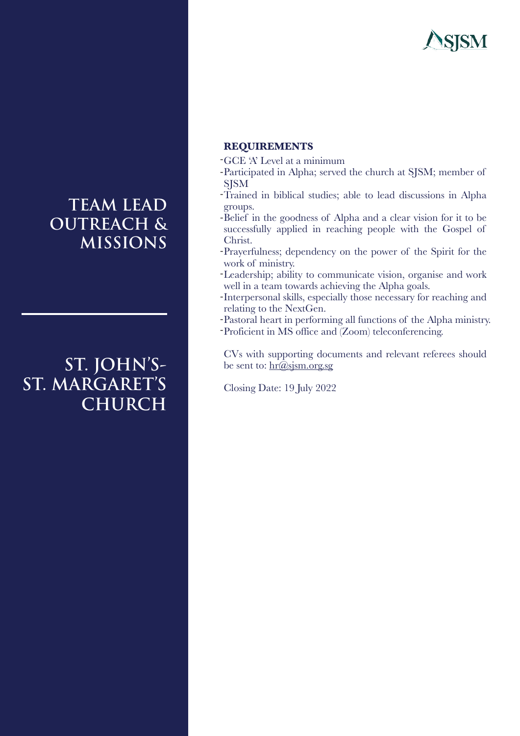SJSM

# TEAM LEAD OUTREACH & MISSIONS

# ST. JOHN'S-ST. MARGARET'S CHURCH

**REQUIREMENTS**

- GCE 'A' Level at a minimum
- Participated in Alpha; served the church at SJSM; member of SJSM
- Trained in biblical studies; able to lead discussions in Alpha groups.
- Belief in the goodness of Alpha and a clear vision for it to be successfully applied in reaching people with the Gospel of Christ.
- Prayerfulness; dependency on the power of the Spirit for the work of ministry.
- Leadership; ability to communicate vision, organise and work well in a team towards achieving the Alpha goals.
- Interpersonal skills, especially those necessary for reaching and relating to the NextGen.
- Pastoral heart in performing all functions of the Alpha ministry.
- Proficient in MS office and (Zoom) teleconferencing.

CVs with supporting documents and relevant referees should be sent to: hr@sjsm.org.sg

Closing Date: 19 July 2022